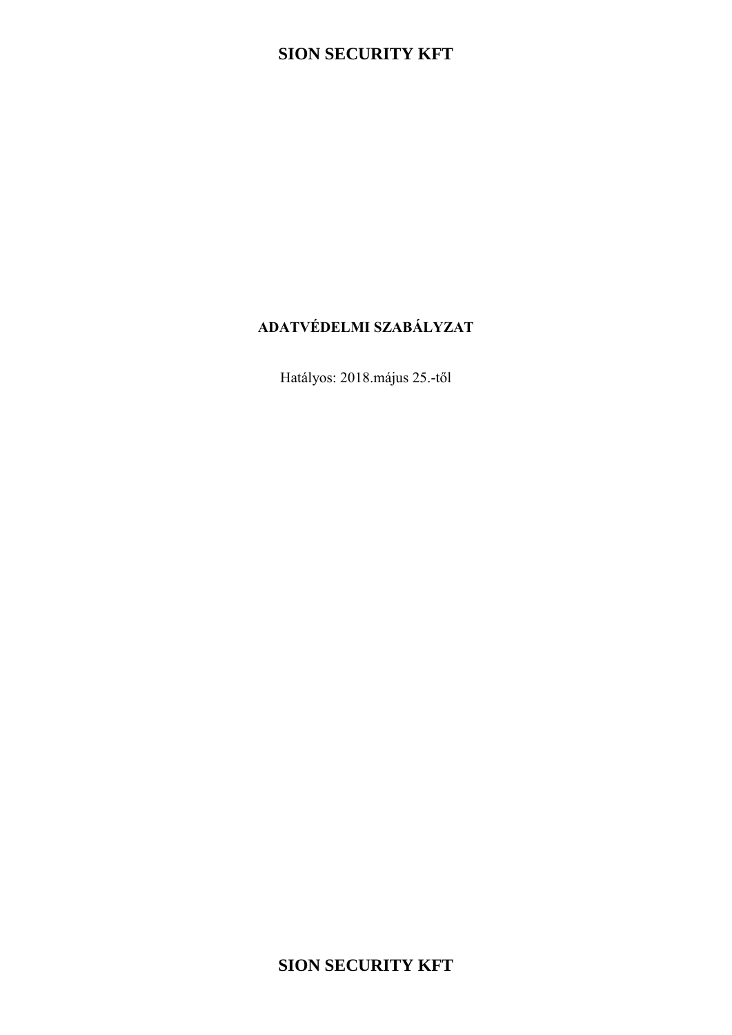# SION SECURITY KFT

## ADATVÉDELMI SZABÁLYZAT

Hatályos: 2018.május 25.-től

**SION SECURITY KFT**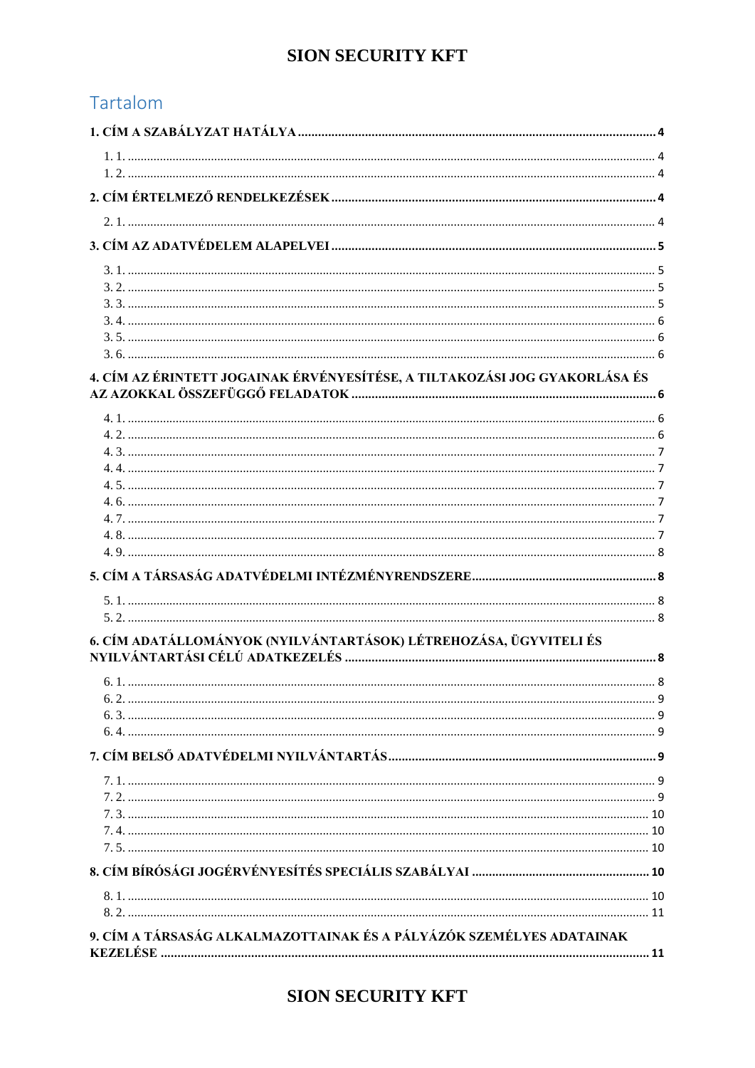# Tartalom

**1. CÍM A SZABÁLYZAT HATÁLYA** .......... **4**

1. 1. .......... 4
1. 2. .......... 4

**2. CÍM ÉRTELMEZŐ RENDELKEZÉSEK** .......... **4**

2. 1. .......... 4

**3. CÍM AZ ADATVÉDELEM ALAPELVEI** .......... **5**

3. 1. .......... 5
3. 2. .......... 5
3. 3. .......... 5
3. 4. .......... 6
3. 5. .......... 6
3. 6. .......... 6

**4. CÍM AZ ÉRINTETT JOGAINAK ÉRVÉNYESÍTÉSE, A TILTAKOZÁSI JOG GYAKORLÁSA ÉS AZ AZOKKAL ÖSSZEFÜGGŐ FELADATOK** .......... **6**

4. 1. .......... 6
4. 2. .......... 6
4. 3. .......... 7
4. 4. .......... 7
4. 5. .......... 7
4. 6. .......... 7
4. 7. .......... 7
4. 8. .......... 7
4. 9. .......... 8

**5. CÍM A TÁRSASÁG ADATVÉDELMI INTÉZMÉNYRENDSZERE** .......... **8**

5. 1. .......... 8
5. 2. .......... 8

**6. CÍM ADATÁLLOMÁNYOK (NYILVÁNTARTÁSOK) LÉTREHOZÁSA, ÜGYVITELI ÉS NYILVÁNTARTÁSI CÉLÚ ADATKEZELÉS** .......... **8**

6. 1. .......... 8
6. 2. .......... 9
6. 3. .......... 9
6. 4. .......... 9

**7. CÍM BELSŐ ADATVÉDELMI NYILVÁNTARTÁS** .......... **9**

7. 1. .......... 9
7. 2. .......... 9
7. 3. .......... 10
7. 4. .......... 10
7. 5. .......... 10

**8. CÍM BÍRÓSÁGI JOGÉRVÉNYESÍTÉS SPECIÁLIS SZABÁLYAI** .......... **10**

8. 1. .......... 10
8. 2. .......... 11

**9. CÍM A TÁRSASÁG ALKALMAZOTTAINAK ÉS A PÁLYÁZÓK SZEMÉLYES ADATAINAK KEZELÉSE** .......... **11**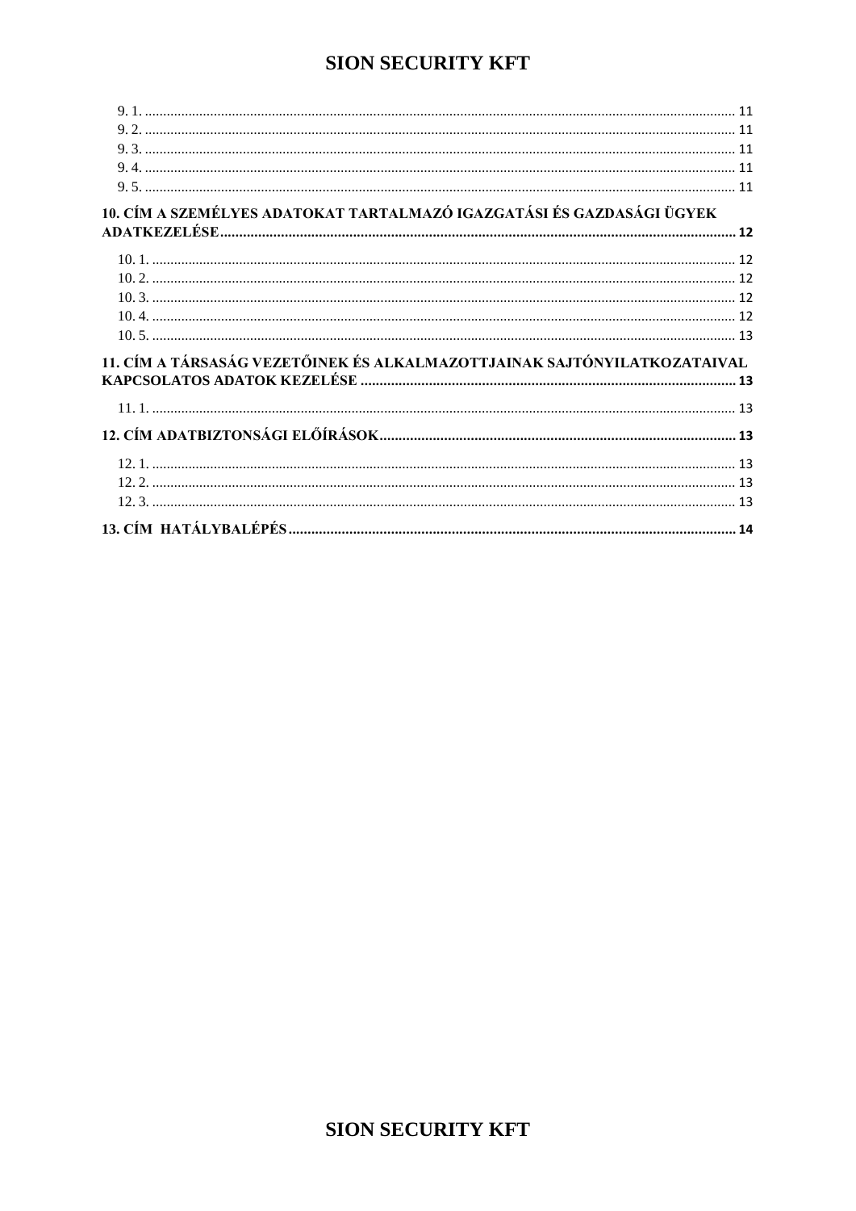9. 1. ........................................................................................................................................................ 11
9. 2. ........................................................................................................................................................ 11
9. 3. ........................................................................................................................................................ 11
9. 4. ........................................................................................................................................................ 11
9. 5. ........................................................................................................................................................ 11

**10. CÍM A SZEMÉLYES ADATOKAT TARTALMAZÓ IGAZGATÁSI ÉS GAZDASÁGI ÜGYEK ADATKEZELÉSE ........................................................................................................................ 12**

10. 1. ...................................................................................................................................................... 12
10. 2. ...................................................................................................................................................... 12
10. 3. ...................................................................................................................................................... 12
10. 4. ...................................................................................................................................................... 12
10. 5. ...................................................................................................................................................... 13

**11. CÍM A TÁRSASÁG VEZETŐINEK ÉS ALKALMAZOTTJAINAK SAJTÓNYILATKOZATAIVAL KAPCSOLATOS ADATOK KEZELÉSE ........................................................................................... 13**

11. 1. ...................................................................................................................................................... 13

**12. CÍM ADATBIZTONSÁGI ELŐÍRÁSOK ............................................................................................. 13**

12. 1. ...................................................................................................................................................... 13
12. 2. ...................................................................................................................................................... 13
12. 3. ...................................................................................................................................................... 13

**13. CÍM HATÁLYBALÉPÉS ..................................................................................................................... 14**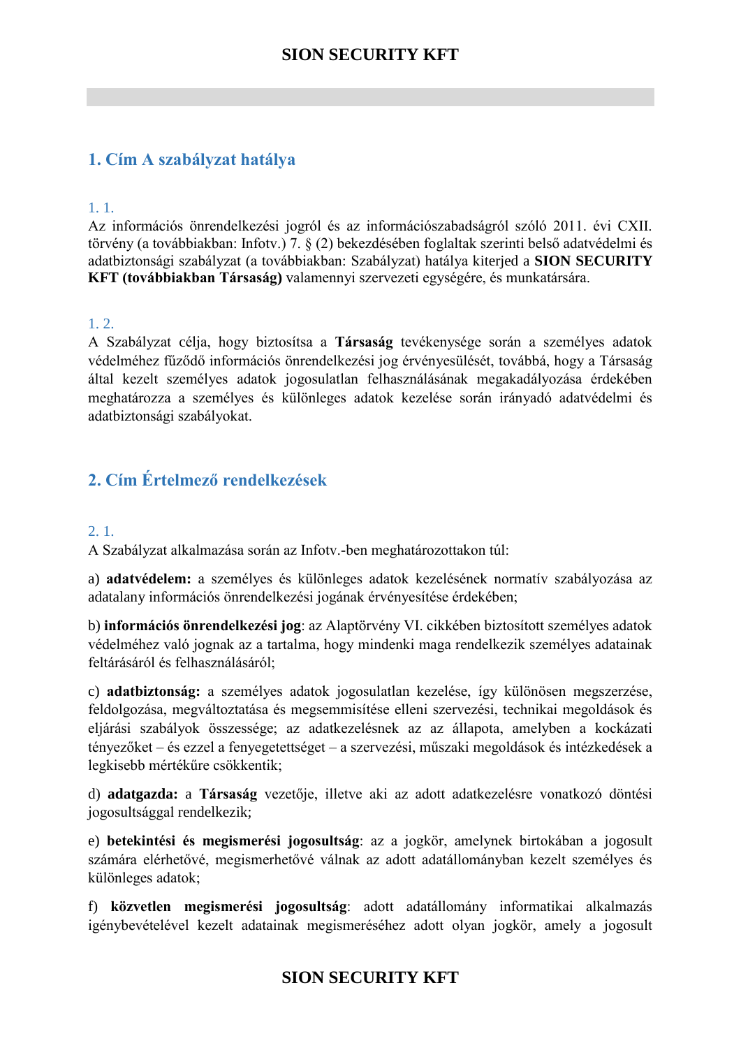## 1. Cím A szabályzat hatálya

1. 1.

Az információs önrendelkezési jogról és az információszabadságról szóló 2011. évi CXII. törvény (a továbbiakban: Infotv.) 7. § (2) bekezdésében foglaltak szerinti belső adatvédelmi és adatbiztonsági szabályzat (a továbbiakban: Szabályzat) hatálya kiterjed a **SION SECURITY KFT (továbbiakban Társaság)** valamennyi szervezeti egységére, és munkatársára.

1. 2.

A Szabályzat célja, hogy biztosítsa a **Társaság** tevékenysége során a személyes adatok védelméhez fűződő információs önrendelkezési jog érvényesülését, továbbá, hogy a Társaság által kezelt személyes adatok jogosulatlan felhasználásának megakadályozása érdekében meghatározza a személyes és különleges adatok kezelése során irányadó adatvédelmi és adatbiztonsági szabályokat.

## 2. Cím Értelmező rendelkezések

2. 1.

A Szabályzat alkalmazása során az Infotv.-ben meghatározottakon túl:

a) **adatvédelem:** a személyes és különleges adatok kezelésének normatív szabályozása az adatalany információs önrendelkezési jogának érvényesítése érdekében;

b) **információs önrendelkezési jog**: az Alaptörvény VI. cikkében biztosított személyes adatok védelméhez való jognak az a tartalma, hogy mindenki maga rendelkezik személyes adatainak feltárásáról és felhasználásáról;

c) **adatbiztonság:** a személyes adatok jogosulatlan kezelése, így különösen megszerzése, feldolgozása, megváltoztatása és megsemmisítése elleni szervezési, technikai megoldások és eljárási szabályok összessége; az adatkezelésnek az az állapota, amelyben a kockázati tényezőket – és ezzel a fenyegetettséget – a szervezési, műszaki megoldások és intézkedések a legkisebb mértékűre csökkentik;

d) **adatgazda:** a **Társaság** vezetője, illetve aki az adott adatkezelésre vonatkozó döntési jogosultsággal rendelkezik;

e) **betekintési és megismerési jogosultság**: az a jogkör, amelynek birtokában a jogosult számára elérhetővé, megismerhetővé válnak az adott adatállományban kezelt személyes és különleges adatok;

f) **közvetlen megismerési jogosultság**: adott adatállomány informatikai alkalmazás igénybevételével kezelt adatainak megismeréséhez adott olyan jogkör, amely a jogosult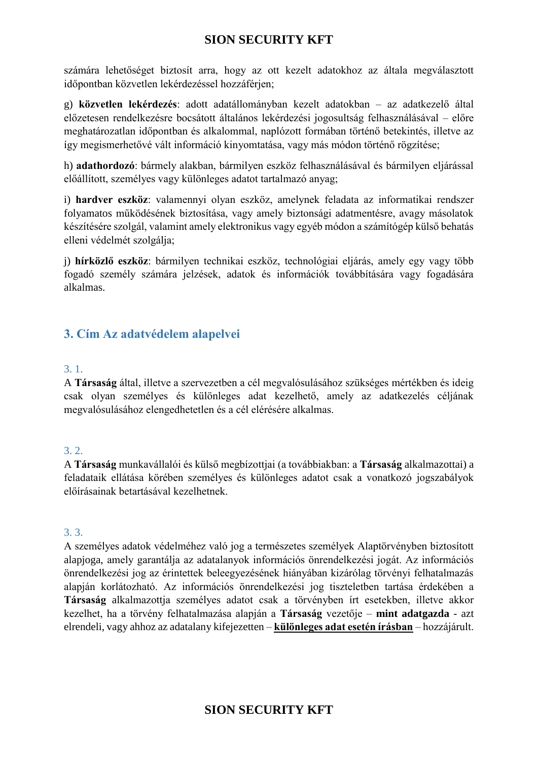számára lehetőséget biztosít arra, hogy az ott kezelt adatokhoz az általa megválasztott időpontban közvetlen lekérdezéssel hozzáférjen;

g) **közvetlen lekérdezés**: adott adatállományban kezelt adatokban – az adatkezelő által előzetesen rendelkezésre bocsátott általános lekérdezési jogosultság felhasználásával – előre meghatározatlan időpontban és alkalommal, naplózott formában történő betekintés, illetve az így megismerhetővé vált információ kinyomtatása, vagy más módon történő rögzítése;

h) **adathordozó**: bármely alakban, bármilyen eszköz felhasználásával és bármilyen eljárással előállított, személyes vagy különleges adatot tartalmazó anyag;

i) **hardver eszköz**: valamennyi olyan eszköz, amelynek feladata az informatikai rendszer folyamatos működésének biztosítása, vagy amely biztonsági adatmentésre, avagy másolatok készítésére szolgál, valamint amely elektronikus vagy egyéb módon a számítógép külső behatás elleni védelmét szolgálja;

j) **hírközlő eszköz**: bármilyen technikai eszköz, technológiai eljárás, amely egy vagy több fogadó személy számára jelzések, adatok és információk továbbítására vagy fogadására alkalmas.

## 3. Cím Az adatvédelem alapelvei

### 3. 1.

A **Társaság** által, illetve a szervezetben a cél megvalósulásához szükséges mértékben és ideig csak olyan személyes és különleges adat kezelhető, amely az adatkezelés céljának megvalósulásához elengedhetetlen és a cél elérésére alkalmas.

### 3. 2.

A **Társaság** munkavállalói és külső megbízottjai (a továbbiakban: a **Társaság** alkalmazottai) a feladataik ellátása körében személyes és különleges adatot csak a vonatkozó jogszabályok előírásainak betartásával kezelhetnek.

### 3. 3.

A személyes adatok védelméhez való jog a természetes személyek Alaptörvényben biztosított alapjoga, amely garantálja az adatalanyok információs önrendelkezési jogát. Az információs önrendelkezési jog az érintettek beleegyezésének hiányában kizárólag törvényi felhatalmazás alapján korlátozható. Az információs önrendelkezési jog tiszteletben tartása érdekében a **Társaság** alkalmazottja személyes adatot csak a törvényben írt esetekben, illetve akkor kezelhet, ha a törvény felhatalmazása alapján a **Társaság** vezetője – **mint adatgazda** - azt elrendeli, vagy ahhoz az adatalany kifejezetten – **különleges adat esetén írásban** – hozzájárult.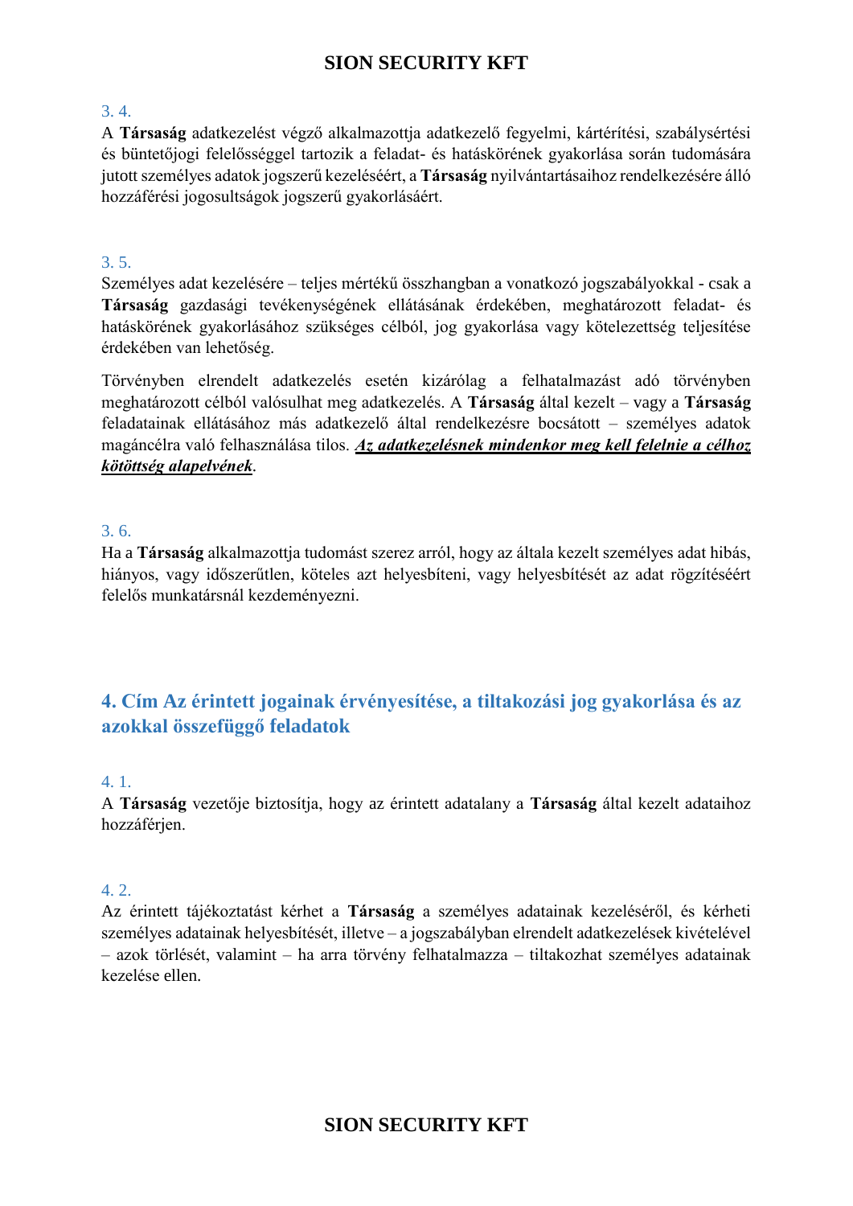3. 4.

A **Társaság** adatkezelést végző alkalmazottja adatkezelő fegyelmi, kártérítési, szabálysértési és büntetőjogi felelősséggel tartozik a feladat- és hatáskörének gyakorlása során tudomására jutott személyes adatok jogszerű kezeléséért, a **Társaság** nyilvántartásaihoz rendelkezésére álló hozzáférési jogosultságok jogszerű gyakorlásáért.

3. 5.

Személyes adat kezelésére – teljes mértékű összhangban a vonatkozó jogszabályokkal - csak a **Társaság** gazdasági tevékenységének ellátásának érdekében, meghatározott feladat- és hatáskörének gyakorlásához szükséges célból, jog gyakorlása vagy kötelezettség teljesítése érdekében van lehetőség.

Törvényben elrendelt adatkezelés esetén kizárólag a felhatalmazást adó törvényben meghatározott célból valósulhat meg adatkezelés. A **Társaság** által kezelt – vagy a **Társaság** feladatainak ellátásához más adatkezelő által rendelkezésre bocsátott – személyes adatok magáncélra való felhasználása tilos. <u>***Az adatkezelésnek mindenkor meg kell felelnie a célhoz kötöttség alapelvének***</u>.

3. 6.

Ha a **Társaság** alkalmazottja tudomást szerez arról, hogy az általa kezelt személyes adat hibás, hiányos, vagy időszerűtlen, köteles azt helyesbíteni, vagy helyesbítését az adat rögzítéséért felelős munkatársnál kezdeményezni.

## 4. Cím Az érintett jogainak érvényesítése, a tiltakozási jog gyakorlása és az azokkal összefüggő feladatok

4. 1.

A **Társaság** vezetője biztosítja, hogy az érintett adatalany a **Társaság** által kezelt adataihoz hozzáférjen.

4. 2.

Az érintett tájékoztatást kérhet a **Társaság** a személyes adatainak kezeléséről, és kérheti személyes adatainak helyesbítését, illetve – a jogszabályban elrendelt adatkezelések kivételével – azok törlését, valamint – ha arra törvény felhatalmazza – tiltakozhat személyes adatainak kezelése ellen.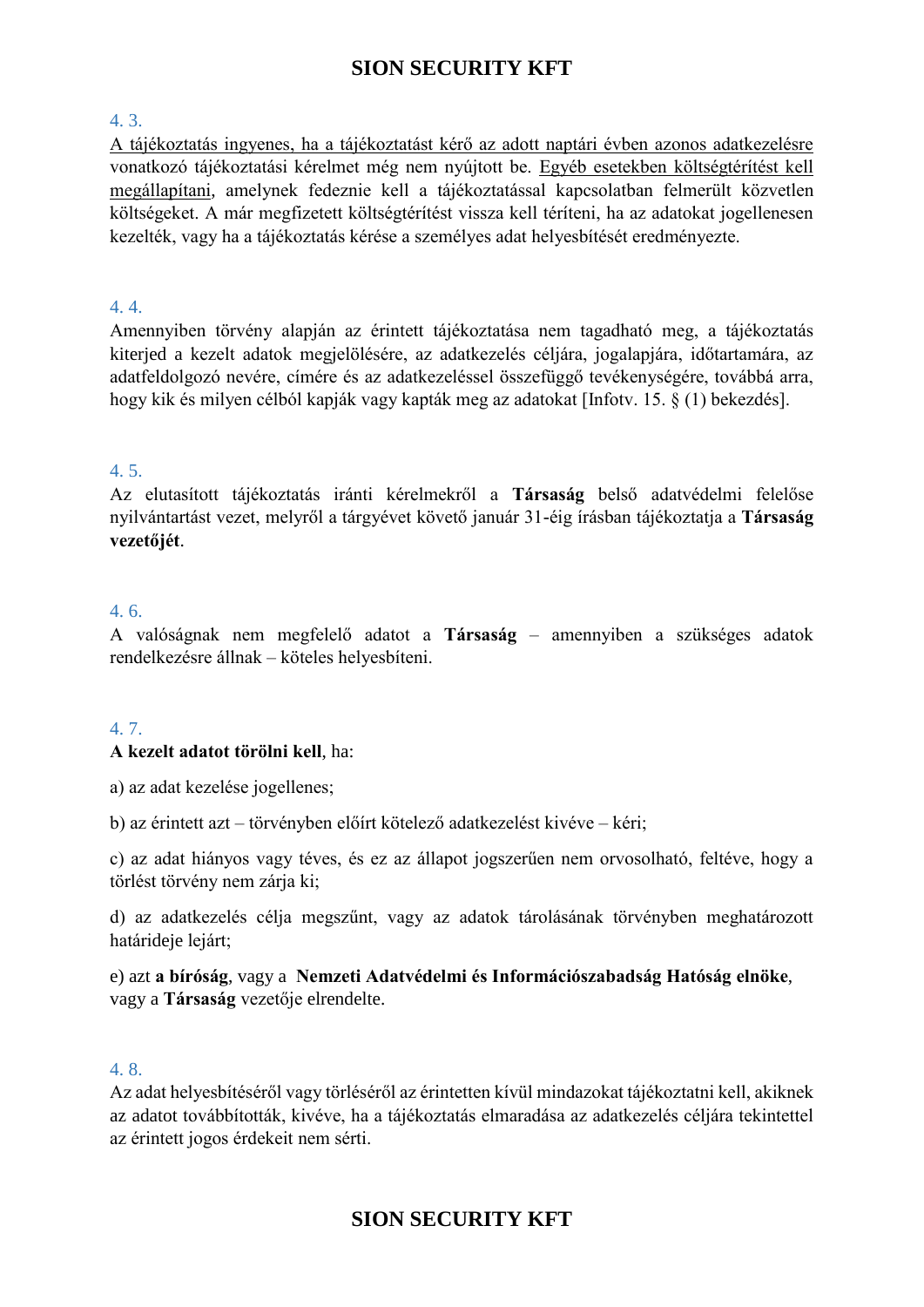4. 3.

A tájékoztatás ingyenes, ha a tájékoztatást kérő az adott naptári évben azonos adatkezelésre vonatkozó tájékoztatási kérelmet még nem nyújtott be. Egyéb esetekben költségtérítést kell megállapítani, amelynek fedeznie kell a tájékoztatással kapcsolatban felmerült közvetlen költségeket. A már megfizetett költségtérítést vissza kell téríteni, ha az adatokat jogellenesen kezelték, vagy ha a tájékoztatás kérése a személyes adat helyesbítését eredményezte.

4. 4.

Amennyiben törvény alapján az érintett tájékoztatása nem tagadható meg, a tájékoztatás kiterjed a kezelt adatok megjelölésére, az adatkezelés céljára, jogalapjára, időtartamára, az adatfeldolgozó nevére, címére és az adatkezeléssel összefüggő tevékenységére, továbbá arra, hogy kik és milyen célból kapják vagy kapták meg az adatokat [Infotv. 15. § (1) bekezdés].

4. 5.

Az elutasított tájékoztatás iránti kérelmekről a **Társaság** belső adatvédelmi felelőse nyilvántartást vezet, melyről a tárgyévet követő január 31-éig írásban tájékoztatja a **Társaság vezetőjét**.

4. 6.

A valóságnak nem megfelelő adatot a **Társaság** – amennyiben a szükséges adatok rendelkezésre állnak – köteles helyesbíteni.

4. 7.

**A kezelt adatot törölni kell**, ha:

a) az adat kezelése jogellenes;

b) az érintett azt – törvényben előírt kötelező adatkezelést kivéve – kéri;

c) az adat hiányos vagy téves, és ez az állapot jogszerűen nem orvosolható, feltéve, hogy a törlést törvény nem zárja ki;

d) az adatkezelés célja megszűnt, vagy az adatok tárolásának törvényben meghatározott határideje lejárt;

e) azt **a bíróság**, vagy a **Nemzeti Adatvédelmi és Információszabadság Hatóság elnöke**, vagy a **Társaság** vezetője elrendelte.

4. 8.

Az adat helyesbítéséről vagy törléséről az érintetten kívül mindazokat tájékoztatni kell, akiknek az adatot továbbították, kivéve, ha a tájékoztatás elmaradása az adatkezelés céljára tekintettel az érintett jogos érdekeit nem sérti.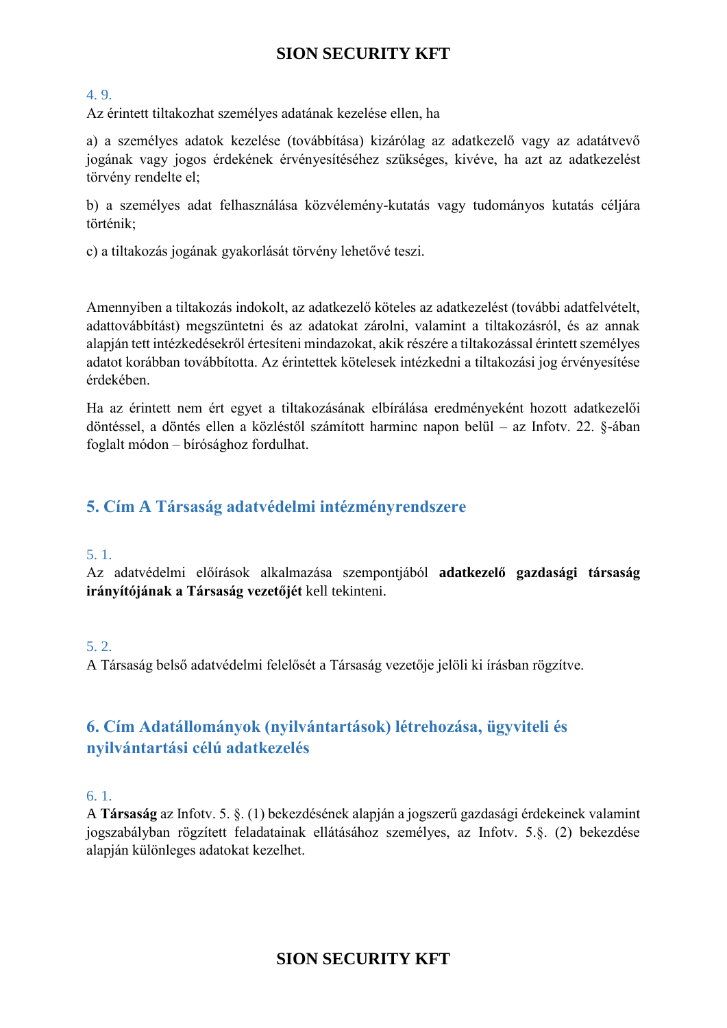4. 9.
Az érintett tiltakozhat személyes adatának kezelése ellen, ha

a) a személyes adatok kezelése (továbbítása) kizárólag az adatkezelő vagy az adatátvevő jogának vagy jogos érdekének érvényesítéséhez szükséges, kivéve, ha azt az adatkezelést törvény rendelte el;

b) a személyes adat felhasználása közvélemény-kutatás vagy tudományos kutatás céljára történik;

c) a tiltakozás jogának gyakorlását törvény lehetővé teszi.

Amennyiben a tiltakozás indokolt, az adatkezelő köteles az adatkezelést (további adatfelvételt, adattovábbítást) megszüntetni és az adatokat zárolni, valamint a tiltakozásról, és az annak alapján tett intézkedésekről értesíteni mindazokat, akik részére a tiltakozással érintett személyes adatot korábban továbbította. Az érintettek kötelesek intézkedni a tiltakozási jog érvényesítése érdekében.

Ha az érintett nem ért egyet a tiltakozásának elbírálása eredményeként hozott adatkezelői döntéssel, a döntés ellen a közléstől számított harminc napon belül – az Infotv. 22. §-ában foglalt módon – bírósághoz fordulhat.

## 5. Cím A Társaság adatvédelmi intézményrendszere

5. 1.
Az adatvédelmi előírások alkalmazása szempontjából **adatkezelő gazdasági társaság irányítójának a Társaság vezetőjét** kell tekinteni.

5. 2.
A Társaság belső adatvédelmi felelősét a Társaság vezetője jelöli ki írásban rögzítve.

## 6. Cím Adatállományok (nyilvántartások) létrehozása, ügyviteli és nyilvántartási célú adatkezelés

6. 1.
A **Társaság** az Infotv. 5. §. (1) bekezdésének alapján a jogszerű gazdasági érdekeinek valamint jogszabályban rögzített feladatainak ellátásához személyes, az Infotv. 5.§. (2) bekezdése alapján különleges adatokat kezelhet.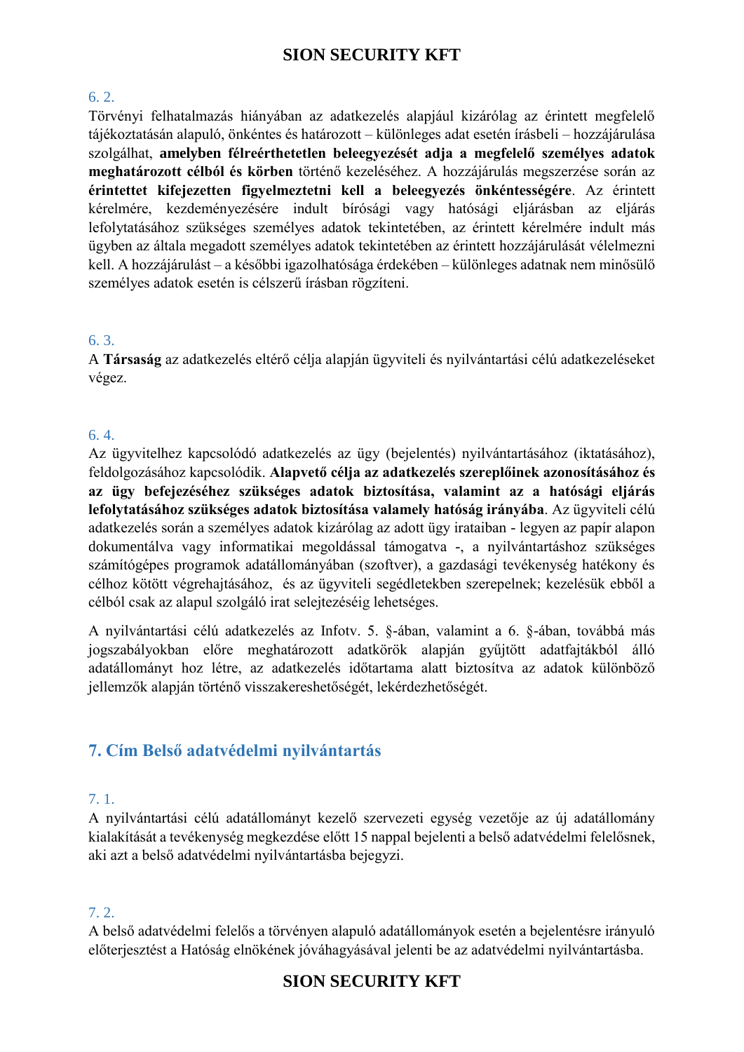6. 2.

Törvényi felhatalmazás hiányában az adatkezelés alapjául kizárólag az érintett megfelelő tájékoztatásán alapuló, önkéntes és határozott – különleges adat esetén írásbeli – hozzájárulása szolgálhat, **amelyben félreérthetetlen beleegyezését adja a megfelelő személyes adatok meghatározott célból és körben** történő kezeléséhez. A hozzájárulás megszerzése során az **érintettet kifejezetten figyelmeztetni kell a beleegyezés önkéntességére**. Az érintett kérelmére, kezdeményezésére indult bírósági vagy hatósági eljárásban az eljárás lefolytatásához szükséges személyes adatok tekintetében, az érintett kérelmére indult más ügyben az általa megadott személyes adatok tekintetében az érintett hozzájárulását vélelmezni kell. A hozzájárulást – a későbbi igazolhatósága érdekében – különleges adatnak nem minősülő személyes adatok esetén is célszerű írásban rögzíteni.

6. 3.

A **Társaság** az adatkezelés eltérő célja alapján ügyviteli és nyilvántartási célú adatkezeléseket végez.

6. 4.

Az ügyvitelhez kapcsolódó adatkezelés az ügy (bejelentés) nyilvántartásához (iktatásához), feldolgozásához kapcsolódik. **Alapvető célja az adatkezelés szereplőinek azonosításához és az ügy befejezéséhez szükséges adatok biztosítása, valamint az a hatósági eljárás lefolytatásához szükséges adatok biztosítása valamely hatóság irányába**. Az ügyviteli célú adatkezelés során a személyes adatok kizárólag az adott ügy irataiban - legyen az papír alapon dokumentálva vagy informatikai megoldással támogatva -, a nyilvántartáshoz szükséges számítógépes programok adatállományában (szoftver), a gazdasági tevékenység hatékony és célhoz kötött végrehajtásához, és az ügyviteli segédletekben szerepelnek; kezelésük ebből a célból csak az alapul szolgáló irat selejtezéséig lehetséges.

A nyilvántartási célú adatkezelés az Infotv. 5. §-ában, valamint a 6. §-ában, továbbá más jogszabályokban előre meghatározott adatkörök alapján gyűjtött adatfajtákból álló adatállományt hoz létre, az adatkezelés időtartama alatt biztosítva az adatok különböző jellemzők alapján történő visszakereshetőségét, lekérdezhetőségét.

## 7. Cím Belső adatvédelmi nyilvántartás

7. 1.

A nyilvántartási célú adatállományt kezelő szervezeti egység vezetője az új adatállomány kialakítását a tevékenység megkezdése előtt 15 nappal bejelenti a belső adatvédelmi felelősnek, aki azt a belső adatvédelmi nyilvántartásba bejegyzi.

7. 2.

A belső adatvédelmi felelős a törvényen alapuló adatállományok esetén a bejelentésre irányuló előterjesztést a Hatóság elnökének jóváhagyásával jelenti be az adatvédelmi nyilvántartásba.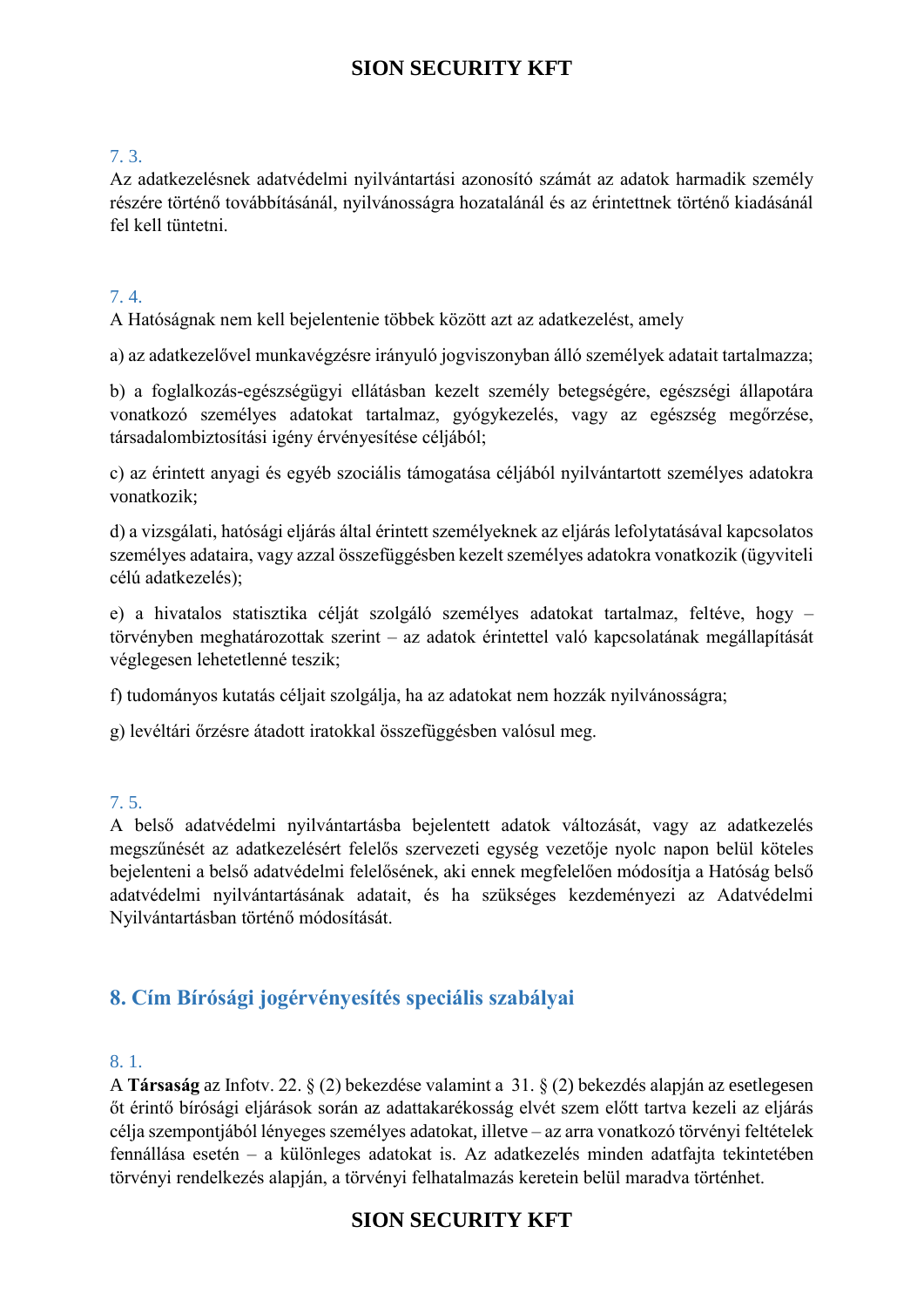7. 3.
Az adatkezelésnek adatvédelmi nyilvántartási azonosító számát az adatok harmadik személy részére történő továbbításánál, nyilvánosságra hozatalánál és az érintettnek történő kiadásánál fel kell tüntetni.

7. 4.
A Hatóságnak nem kell bejelentenie többek között azt az adatkezelést, amely

a) az adatkezelővel munkavégzésre irányuló jogviszonyban álló személyek adatait tartalmazza;

b) a foglalkozás-egészségügyi ellátásban kezelt személy betegségére, egészségi állapotára vonatkozó személyes adatokat tartalmaz, gyógykezelés, vagy az egészség megőrzése, társadalombiztosítási igény érvényesítése céljából;

c) az érintett anyagi és egyéb szociális támogatása céljából nyilvántartott személyes adatokra vonatkozik;

d) a vizsgálati, hatósági eljárás által érintett személyeknek az eljárás lefolytatásával kapcsolatos személyes adataira, vagy azzal összefüggésben kezelt személyes adatokra vonatkozik (ügyviteli célú adatkezelés);

e) a hivatalos statisztika célját szolgáló személyes adatokat tartalmaz, feltéve, hogy – törvényben meghatározottak szerint – az adatok érintettel való kapcsolatának megállapítását véglegesen lehetetlenné teszik;

f) tudományos kutatás céljait szolgálja, ha az adatokat nem hozzák nyilvánosságra;

g) levéltári őrzésre átadott iratokkal összefüggésben valósul meg.

7. 5.
A belső adatvédelmi nyilvántartásba bejelentett adatok változását, vagy az adatkezelés megszűnését az adatkezelésért felelős szervezeti egység vezetője nyolc napon belül köteles bejelenteni a belső adatvédelmi felelősének, aki ennek megfelelően módosítja a Hatóság belső adatvédelmi nyilvántartásának adatait, és ha szükséges kezdeményezi az Adatvédelmi Nyilvántartásban történő módosítását.

## 8. Cím Bírósági jogérvényesítés speciális szabályai

8. 1.
A **Társaság** az Infotv. 22. § (2) bekezdése valamint a 31. § (2) bekezdés alapján az esetlegesen őt érintő bírósági eljárások során az adattakarékosság elvét szem előtt tartva kezeli az eljárás célja szempontjából lényeges személyes adatokat, illetve – az arra vonatkozó törvényi feltételek fennállása esetén – a különleges adatokat is. Az adatkezelés minden adatfajta tekintetében törvényi rendelkezés alapján, a törvényi felhatalmazás keretein belül maradva történhet.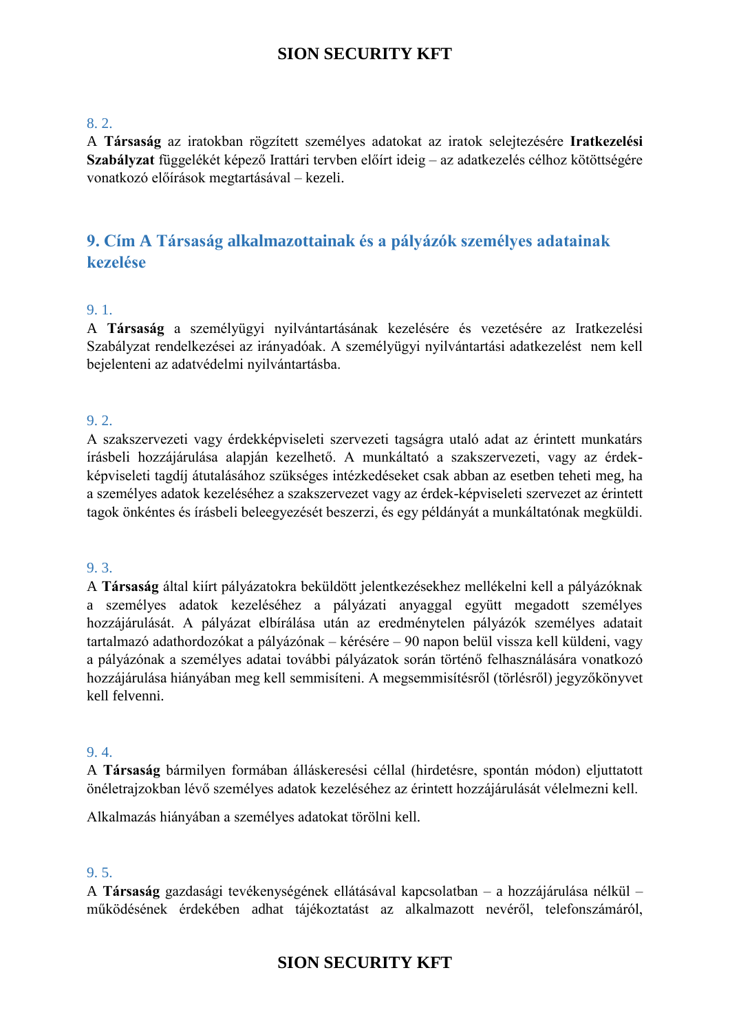8. 2.

A **Társaság** az iratokban rögzített személyes adatokat az iratok selejtezésére **Iratkezelési Szabályzat** függelékét képező Irattári tervben előírt ideig – az adatkezelés célhoz kötöttségére vonatkozó előírások megtartásával – kezeli.

## 9. Cím A Társaság alkalmazottainak és a pályázók személyes adatainak kezelése

9. 1.

A **Társaság** a személyügyi nyilvántartásának kezelésére és vezetésére az Iratkezelési Szabályzat rendelkezései az irányadóak. A személyügyi nyilvántartási adatkezelést nem kell bejelenteni az adatvédelmi nyilvántartásba.

9. 2.

A szakszervezeti vagy érdekképviseleti szervezeti tagságra utaló adat az érintett munkatárs írásbeli hozzájárulása alapján kezelhető. A munkáltató a szakszervezeti, vagy az érdek-képviseleti tagdíj átutalásához szükséges intézkedéseket csak abban az esetben teheti meg, ha a személyes adatok kezeléséhez a szakszervezet vagy az érdek-képviseleti szervezet az érintett tagok önkéntes és írásbeli beleegyezését beszerzi, és egy példányát a munkáltatónak megküldi.

9. 3.

A **Társaság** által kiírt pályázatokra beküldött jelentkezésekhez mellékelni kell a pályázóknak a személyes adatok kezeléséhez a pályázati anyaggal együtt megadott személyes hozzájárulását. A pályázat elbírálása után az eredménytelen pályázók személyes adatait tartalmazó adathordozókat a pályázónak – kérésére – 90 napon belül vissza kell küldeni, vagy a pályázónak a személyes adatai további pályázatok során történő felhasználására vonatkozó hozzájárulása hiányában meg kell semmisíteni. A megsemmisítésről (törlésről) jegyzőkönyvet kell felvenni.

9. 4.

A **Társaság** bármilyen formában álláskeresési céllal (hirdetésre, spontán módon) eljuttatott önéletrajzokban lévő személyes adatok kezeléséhez az érintett hozzájárulását vélelmezni kell.

Alkalmazás hiányában a személyes adatokat törölni kell.

9. 5.

A **Társaság** gazdasági tevékenységének ellátásával kapcsolatban – a hozzájárulása nélkül – működésének érdekében adhat tájékoztatást az alkalmazott nevéről, telefonszámáról,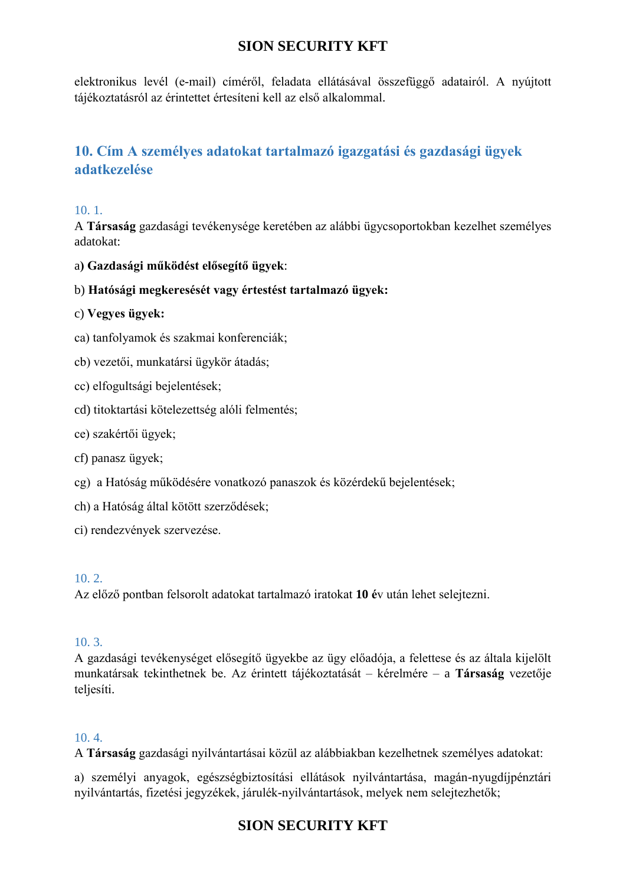elektronikus levél (e-mail) címéről, feladata ellátásával összefüggő adatairól. A nyújtott tájékoztatásról az érintettet értesíteni kell az első alkalommal.

## 10. Cím A személyes adatokat tartalmazó igazgatási és gazdasági ügyek adatkezelése

10. 1.

A **Társaság** gazdasági tevékenysége keretében az alábbi ügycsoportokban kezelhet személyes adatokat:

a) **Gazdasági működést elősegítő ügyek**:

b) **Hatósági megkeresését vagy értestést tartalmazó ügyek:**

c) **Vegyes ügyek:**

ca) tanfolyamok és szakmai konferenciák;

cb) vezetői, munkatársi ügykör átadás;

cc) elfogultsági bejelentések;

cd) titoktartási kötelezettség alóli felmentés;

ce) szakértői ügyek;

cf) panasz ügyek;

cg) a Hatóság működésére vonatkozó panaszok és közérdekű bejelentések;

ch) a Hatóság által kötött szerződések;

ci) rendezvények szervezése.

10. 2.

Az előző pontban felsorolt adatokat tartalmazó iratokat **10 é**v után lehet selejtezni.

10. 3.

A gazdasági tevékenységet elősegítő ügyekbe az ügy előadója, a felettese és az általa kijelölt munkatársak tekinthetnek be. Az érintett tájékoztatását – kérelmére – a **Társaság** vezetője teljesíti.

10. 4.

A **Társaság** gazdasági nyilvántartásai közül az alábbiakban kezelhetnek személyes adatokat:

a) személyi anyagok, egészségbiztosítási ellátások nyilvántartása, magán-nyugdíjpénztári nyilvántartás, fizetési jegyzékek, járulék-nyilvántartások, melyek nem selejtezhetők;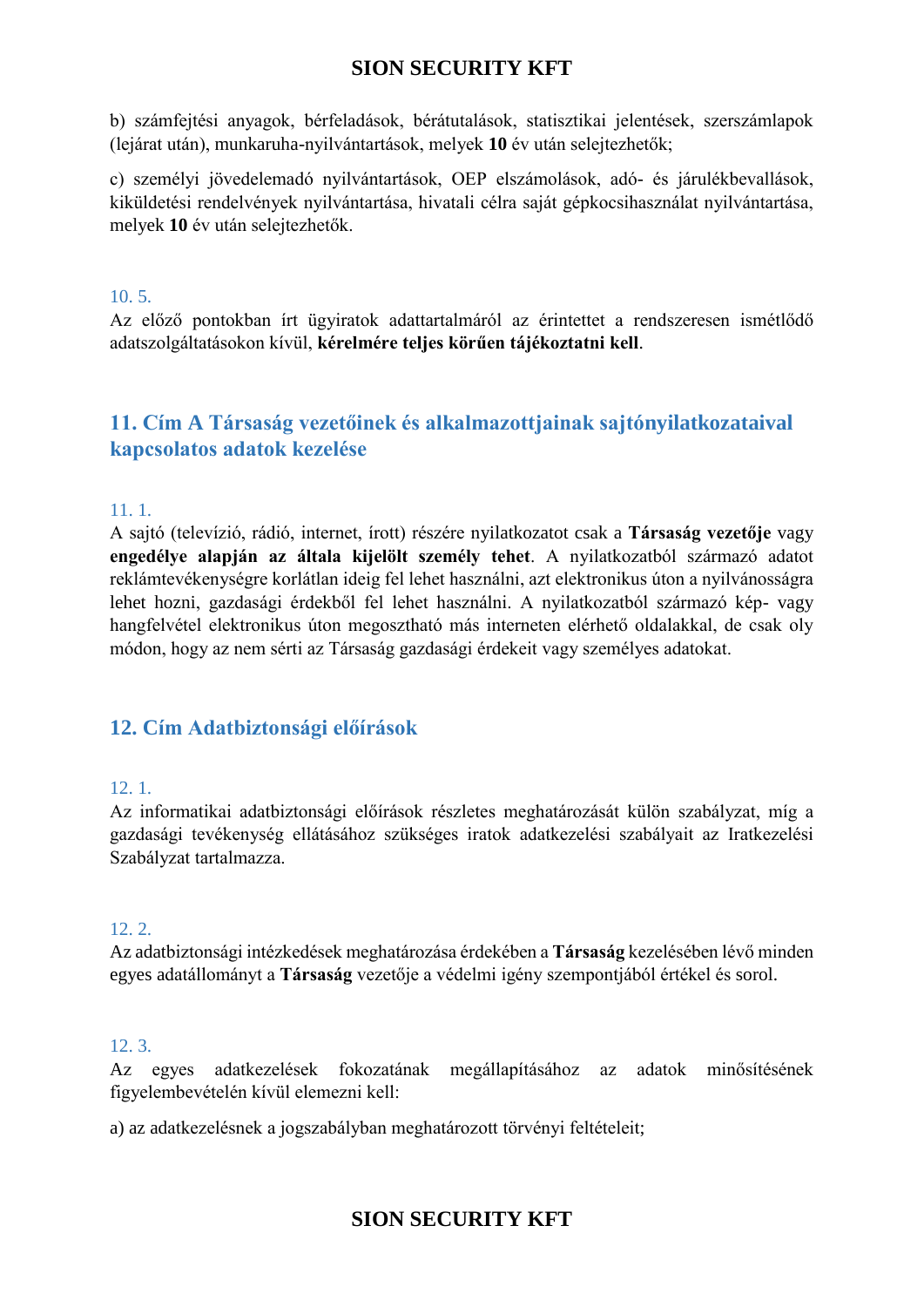b) számfejtési anyagok, bérfeladások, bérátutalások, statisztikai jelentések, szerszámlapok (lejárat után), munkaruha-nyilvántartások, melyek **10** év után selejtezhetők;

c) személyi jövedelemadó nyilvántartások, OEP elszámolások, adó- és járulékbevallások, kiküldetési rendelvények nyilvántartása, hivatali célra saját gépkocsihasználat nyilvántartása, melyek **10** év után selejtezhetők.

10. 5.

Az előző pontokban írt ügyiratok adattartalmáról az érintettet a rendszeresen ismétlődő adatszolgáltatásokon kívül, **kérelmére teljes körűen tájékoztatni kell**.

## 11. Cím A Társaság vezetőinek és alkalmazottjainak sajtónyilatkozataival kapcsolatos adatok kezelése

11. 1.

A sajtó (televízió, rádió, internet, írott) részére nyilatkozatot csak a **Társaság vezetője** vagy **engedélye alapján az általa kijelölt személy tehet**. A nyilatkozatból származó adatot reklámtevékenységre korlátlan ideig fel lehet használni, azt elektronikus úton a nyilvánosságra lehet hozni, gazdasági érdekből fel lehet használni. A nyilatkozatból származó kép- vagy hangfelvétel elektronikus úton megosztható más interneten elérhető oldalakkal, de csak oly módon, hogy az nem sérti az Társaság gazdasági érdekeit vagy személyes adatokat.

## 12. Cím Adatbiztonsági előírások

12. 1.

Az informatikai adatbiztonsági előírások részletes meghatározását külön szabályzat, míg a gazdasági tevékenység ellátásához szükséges iratok adatkezelési szabályait az Iratkezelési Szabályzat tartalmazza.

12. 2.

Az adatbiztonsági intézkedések meghatározása érdekében a **Társaság** kezelésében lévő minden egyes adatállományt a **Társaság** vezetője a védelmi igény szempontjából értékel és sorol.

12. 3.

Az egyes adatkezelések fokozatának megállapításához az adatok minősítésének figyelembevételén kívül elemezni kell:

a) az adatkezelésnek a jogszabályban meghatározott törvényi feltételeit;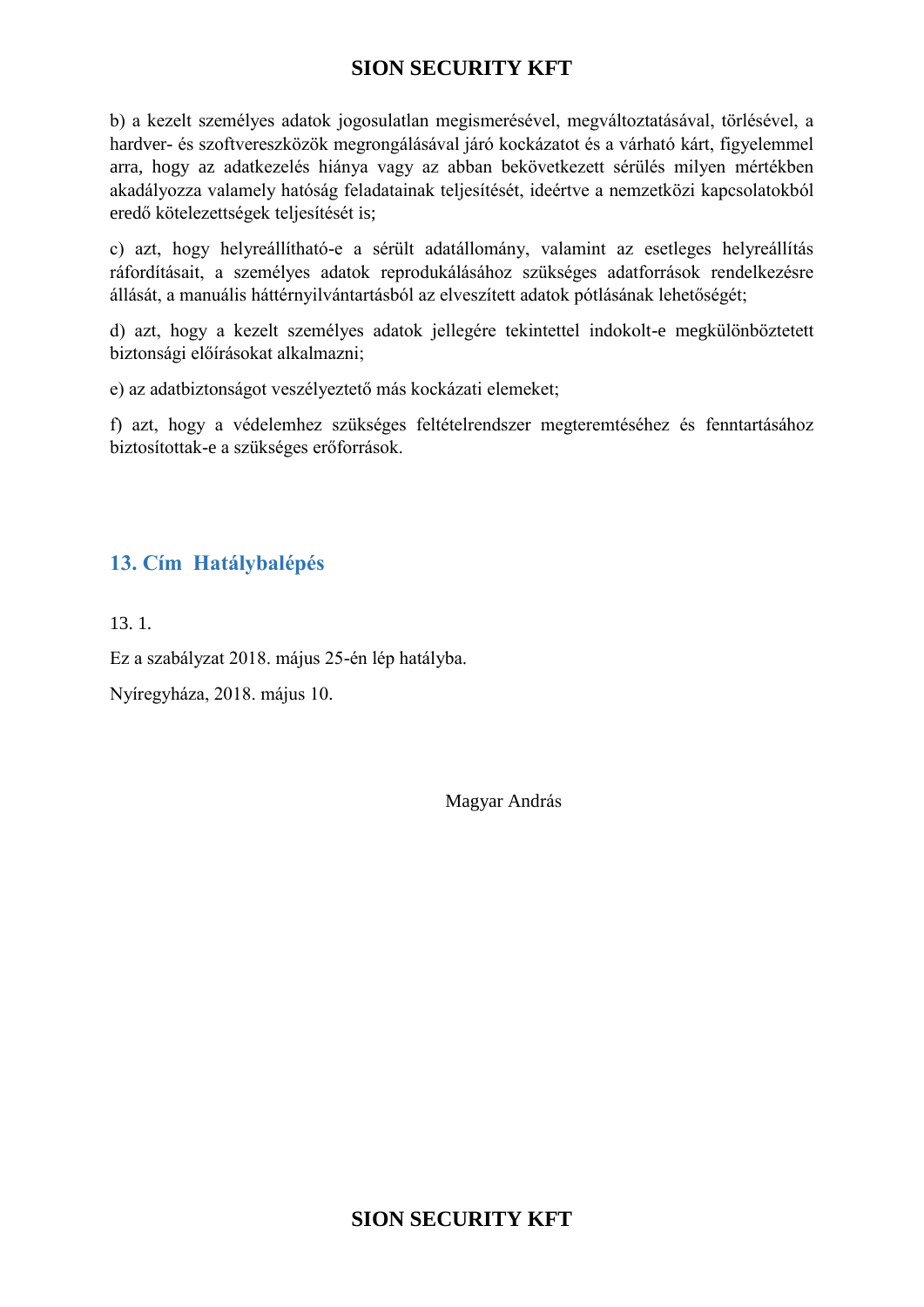b) a kezelt személyes adatok jogosulatlan megismerésével, megváltoztatásával, törlésével, a hardver- és szoftvereszközök megrongálásával járó kockázatot és a várható kárt, figyelemmel arra, hogy az adatkezelés hiánya vagy az abban bekövetkezett sérülés milyen mértékben akadályozza valamely hatóság feladatainak teljesítését, ideértve a nemzetközi kapcsolatokból eredő kötelezettségek teljesítését is;

c) azt, hogy helyreállítható-e a sérült adatállomány, valamint az esetleges helyreállítás ráfordításait, a személyes adatok reprodukálásához szükséges adatforrások rendelkezésre állását, a manuális háttérnyilvántartásból az elveszített adatok pótlásának lehetőségét;

d) azt, hogy a kezelt személyes adatok jellegére tekintettel indokolt-e megkülönböztetett biztonsági előírásokat alkalmazni;

e) az adatbiztonságot veszélyeztető más kockázati elemeket;

f) azt, hogy a védelemhez szükséges feltételrendszer megteremtéséhez és fenntartásához biztosították-e a szükséges erőforrások.

## 13. Cím Hatálybalépés

13. 1.

Ez a szabályzat 2018. május 25-én lép hatályba.

Nyíregyháza, 2018. május 10.

Magyar András